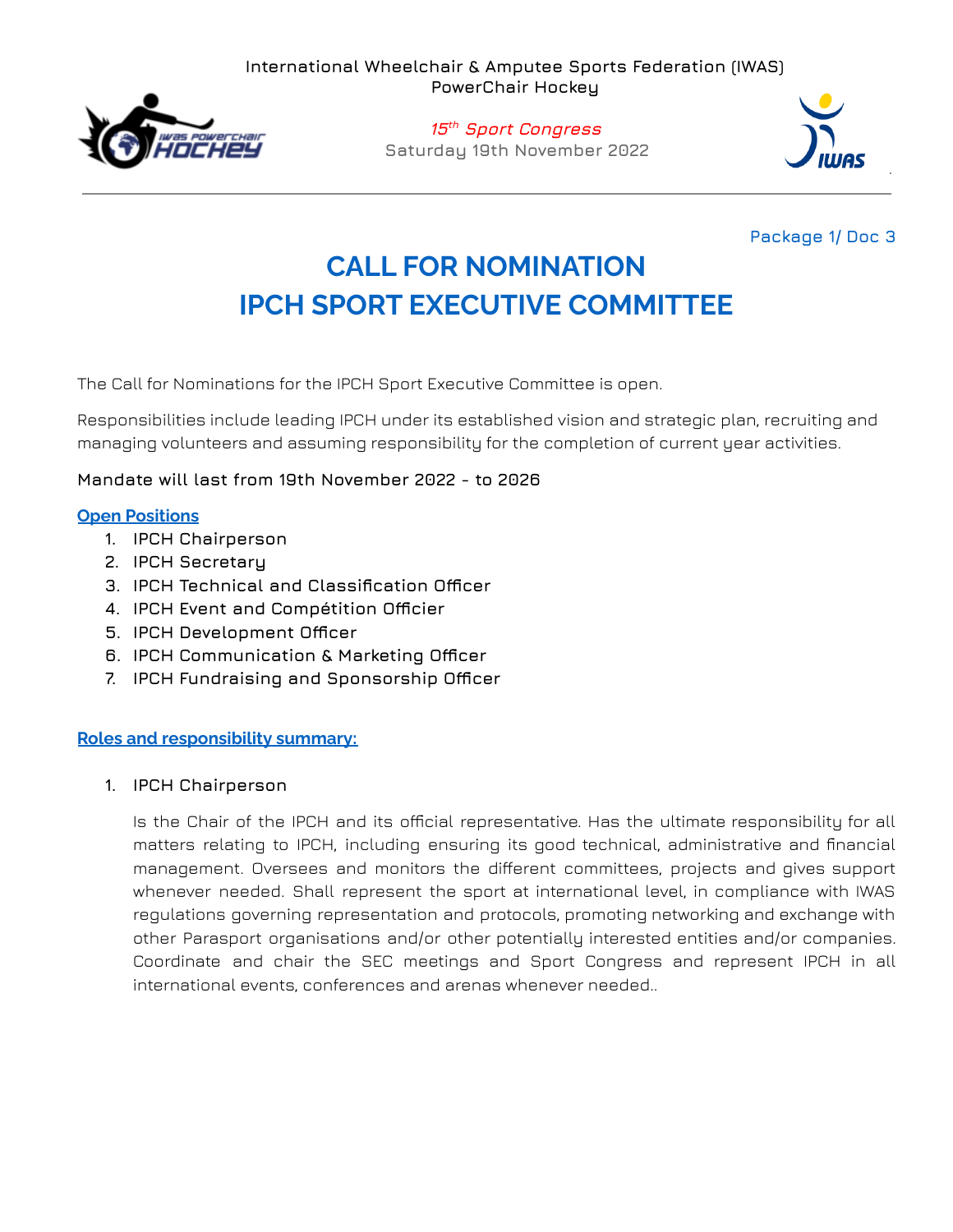International Wheelchair & Amputee Sports Federation (IWAS)
PowerChair Hockey

*15th Sport Congress*
Saturday 19th November 2022

Package 1/ Doc 3

# CALL FOR NOMINATION
# IPCH SPORT EXECUTIVE COMMITTEE

The Call for Nominations for the IPCH Sport Executive Committee is open.

Responsibilities include leading IPCH under its established vision and strategic plan, recruiting and managing volunteers and assuming responsibility for the completion of current year activities.

Mandate will last from 19th November 2022 - to 2026

**Open Positions**

1. IPCH Chairperson
2. IPCH Secretary
3. IPCH Technical and Classification Officer
4. IPCH Event and Compétition Officier
5. IPCH Development Officer
6. IPCH Communication & Marketing Officer
7. IPCH Fundraising and Sponsorship Officer

**Roles and responsibility summary:**

1. IPCH Chairperson

   Is the Chair of the IPCH and its official representative. Has the ultimate responsibility for all matters relating to IPCH, including ensuring its good technical, administrative and financial management. Oversees and monitors the different committees, projects and gives support whenever needed. Shall represent the sport at international level, in compliance with IWAS regulations governing representation and protocols, promoting networking and exchange with other Parasport organisations and/or other potentially interested entities and/or companies. Coordinate and chair the SEC meetings and Sport Congress and represent IPCH in all international events, conferences and arenas whenever needed..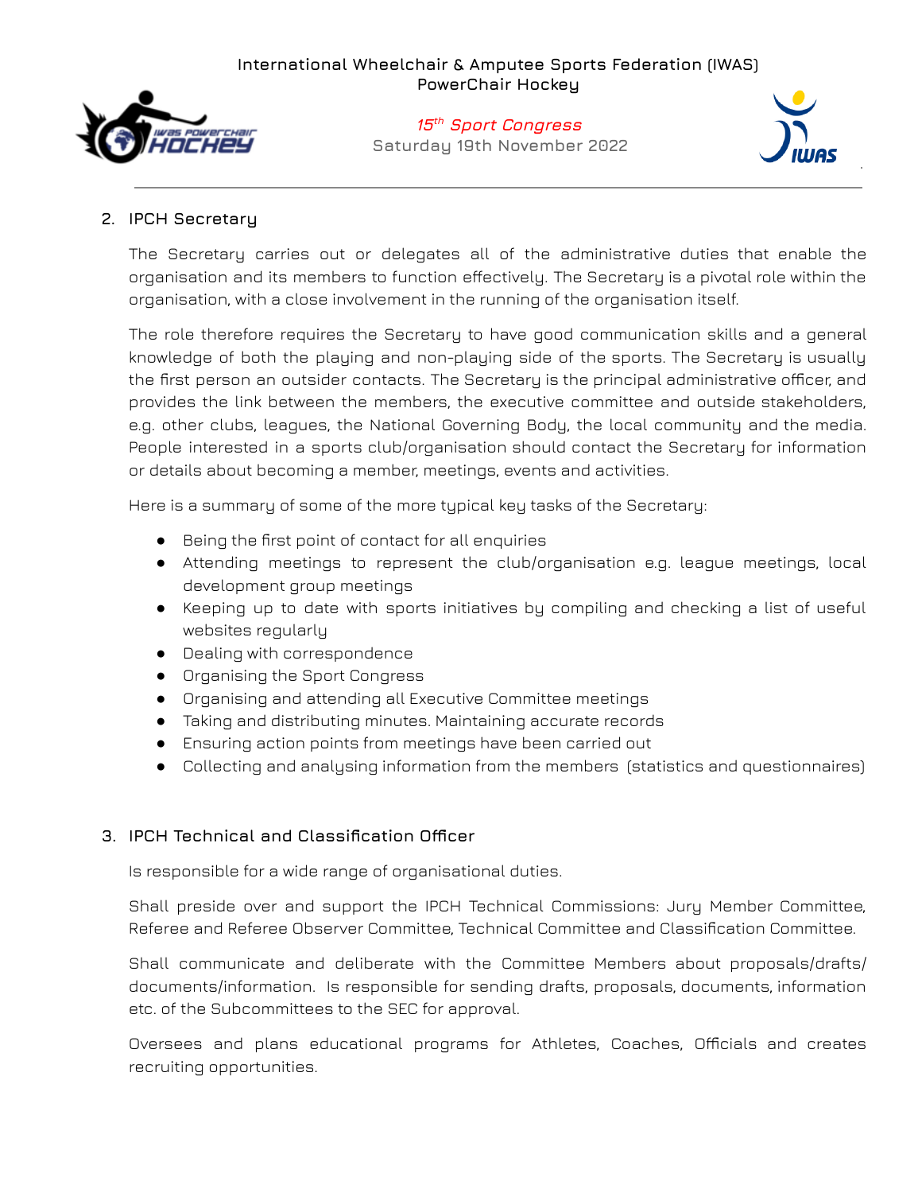## 2. IPCH Secretary

The Secretary carries out or delegates all of the administrative duties that enable the organisation and its members to function effectively. The Secretary is a pivotal role within the organisation, with a close involvement in the running of the organisation itself.

The role therefore requires the Secretary to have good communication skills and a general knowledge of both the playing and non-playing side of the sports. The Secretary is usually the first person an outsider contacts. The Secretary is the principal administrative officer, and provides the link between the members, the executive committee and outside stakeholders, e.g. other clubs, leagues, the National Governing Body, the local community and the media. People interested in a sports club/organisation should contact the Secretary for information or details about becoming a member, meetings, events and activities.

Here is a summary of some of the more typical key tasks of the Secretary:

- Being the first point of contact for all enquiries
- Attending meetings to represent the club/organisation e.g. league meetings, local development group meetings
- Keeping up to date with sports initiatives by compiling and checking a list of useful websites regularly
- Dealing with correspondence
- Organising the Sport Congress
- Organising and attending all Executive Committee meetings
- Taking and distributing minutes. Maintaining accurate records
- Ensuring action points from meetings have been carried out
- Collecting and analysing information from the members (statistics and questionnaires)

## 3. IPCH Technical and Classification Officer

Is responsible for a wide range of organisational duties.

Shall preside over and support the IPCH Technical Commissions: Jury Member Committee, Referee and Referee Observer Committee, Technical Committee and Classification Committee.

Shall communicate and deliberate with the Committee Members about proposals/drafts/ documents/information. Is responsible for sending drafts, proposals, documents, information etc. of the Subcommittees to the SEC for approval.

Oversees and plans educational programs for Athletes, Coaches, Officials and creates recruiting opportunities.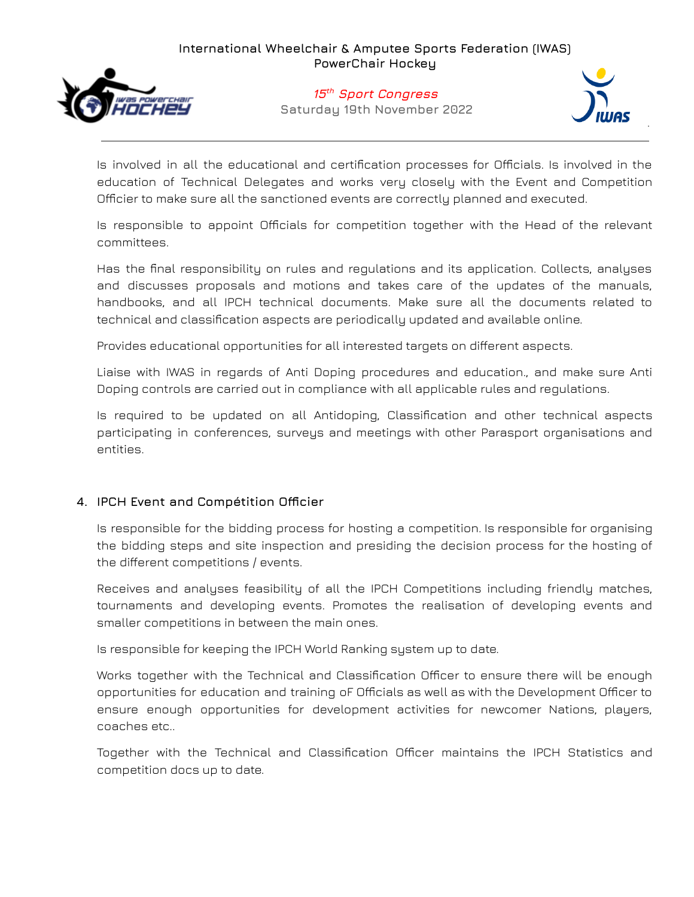Is involved in all the educational and certification processes for Officials. Is involved in the education of Technical Delegates and works very closely with the Event and Competition Officer to make sure all the sanctioned events are correctly planned and executed.

Is responsible to appoint Officials for competition together with the Head of the relevant committees.

Has the final responsibility on rules and regulations and its application. Collects, analyses and discusses proposals and motions and takes care of the updates of the manuals, handbooks, and all IPCH technical documents. Make sure all the documents related to technical and classification aspects are periodically updated and available online.

Provides educational opportunities for all interested targets on different aspects.

Liaise with IWAS in regards of Anti Doping procedures and education., and make sure Anti Doping controls are carried out in compliance with all applicable rules and regulations.

Is required to be updated on all Antidoping, Classification and other technical aspects participating in conferences, surveys and meetings with other Parasport organisations and entities.

4. IPCH Event and Compétition Officier

Is responsible for the bidding process for hosting a competition. Is responsible for organising the bidding steps and site inspection and presiding the decision process for the hosting of the different competitions / events.

Receives and analyses feasibility of all the IPCH Competitions including friendly matches, tournaments and developing events. Promotes the realisation of developing events and smaller competitions in between the main ones.

Is responsible for keeping the IPCH World Ranking system up to date.

Works together with the Technical and Classification Officer to ensure there will be enough opportunities for education and training oF Officials as well as with the Development Officer to ensure enough opportunities for development activities for newcomer Nations, players, coaches etc..

Together with the Technical and Classification Officer maintains the IPCH Statistics and competition docs up to date.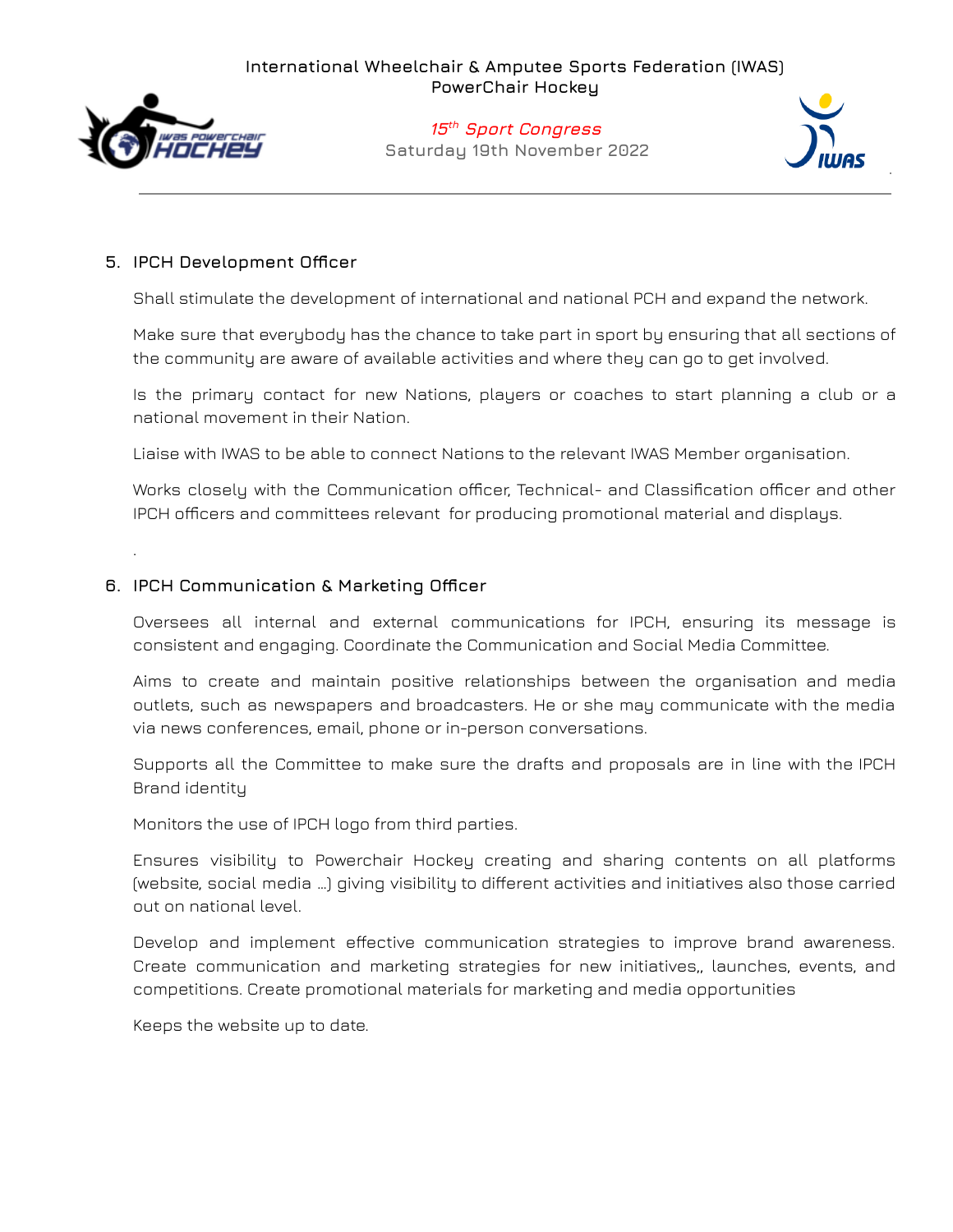## 5. IPCH Development Officer

Shall stimulate the development of international and national PCH and expand the network.

Make sure that everybody has the chance to take part in sport by ensuring that all sections of the community are aware of available activities and where they can go to get involved.

Is the primary contact for new Nations, players or coaches to start planning a club or a national movement in their Nation.

Liaise with IWAS to be able to connect Nations to the relevant IWAS Member organisation.

Works closely with the Communication officer, Technical- and Classification officer and other IPCH officers and committees relevant for producing promotional material and displays.

.

## 6. IPCH Communication & Marketing Officer

Oversees all internal and external communications for IPCH, ensuring its message is consistent and engaging. Coordinate the Communication and Social Media Committee.

Aims to create and maintain positive relationships between the organisation and media outlets, such as newspapers and broadcasters. He or she may communicate with the media via news conferences, email, phone or in-person conversations.

Supports all the Committee to make sure the drafts and proposals are in line with the IPCH Brand identity

Monitors the use of IPCH logo from third parties.

Ensures visibility to Powerchair Hockey creating and sharing contents on all platforms (website, social media ...) giving visibility to different activities and initiatives also those carried out on national level.

Develop and implement effective communication strategies to improve brand awareness. Create communication and marketing strategies for new initiatives,, launches, events, and competitions. Create promotional materials for marketing and media opportunities

Keeps the website up to date.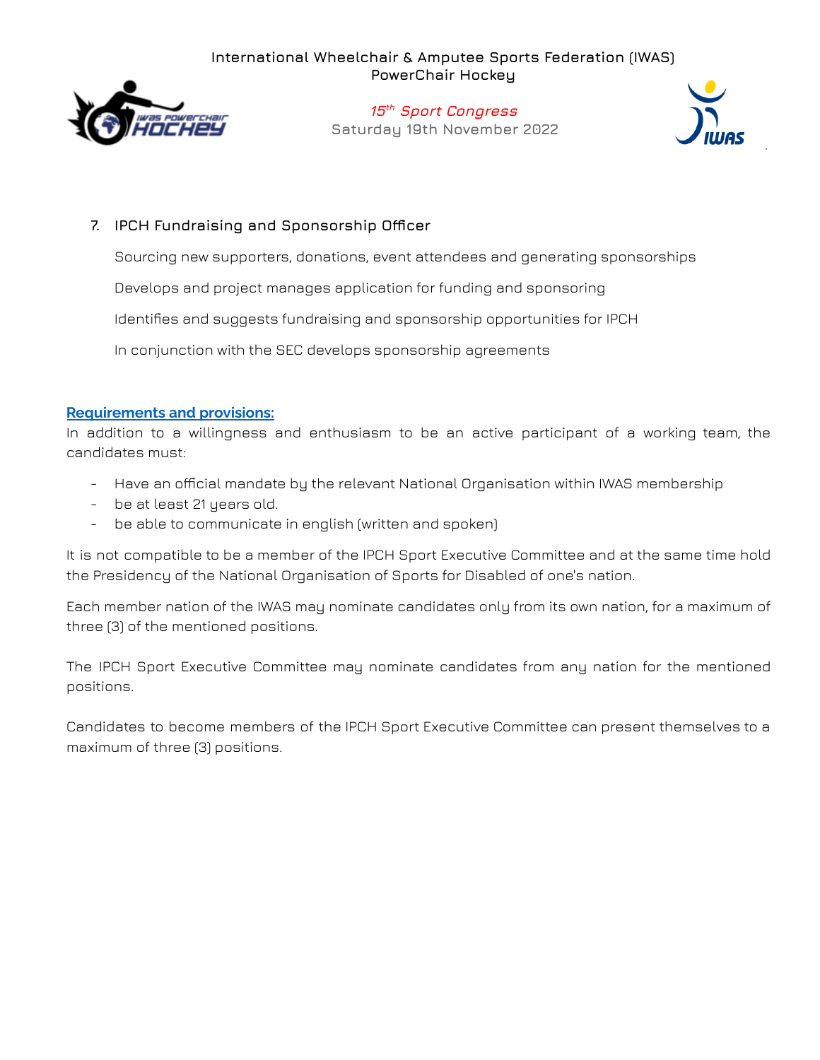7. IPCH Fundraising and Sponsorship Officer

   Sourcing new supporters, donations, event attendees and generating sponsorships

   Develops and project manages application for funding and sponsoring

   Identifies and suggests fundraising and sponsorship opportunities for IPCH

   In conjunction with the SEC develops sponsorship agreements

**Requirements and provisions:**

In addition to a willingness and enthusiasm to be an active participant of a working team, the candidates must:

- Have an official mandate by the relevant National Organisation within IWAS membership
- be at least 21 years old.
- be able to communicate in english (written and spoken)

It is not compatible to be a member of the IPCH Sport Executive Committee and at the same time hold the Presidency of the National Organisation of Sports for Disabled of one's nation.

Each member nation of the IWAS may nominate candidates only from its own nation, for a maximum of three (3) of the mentioned positions.

The IPCH Sport Executive Committee may nominate candidates from any nation for the mentioned positions.

Candidates to become members of the IPCH Sport Executive Committee can present themselves to a maximum of three (3) positions.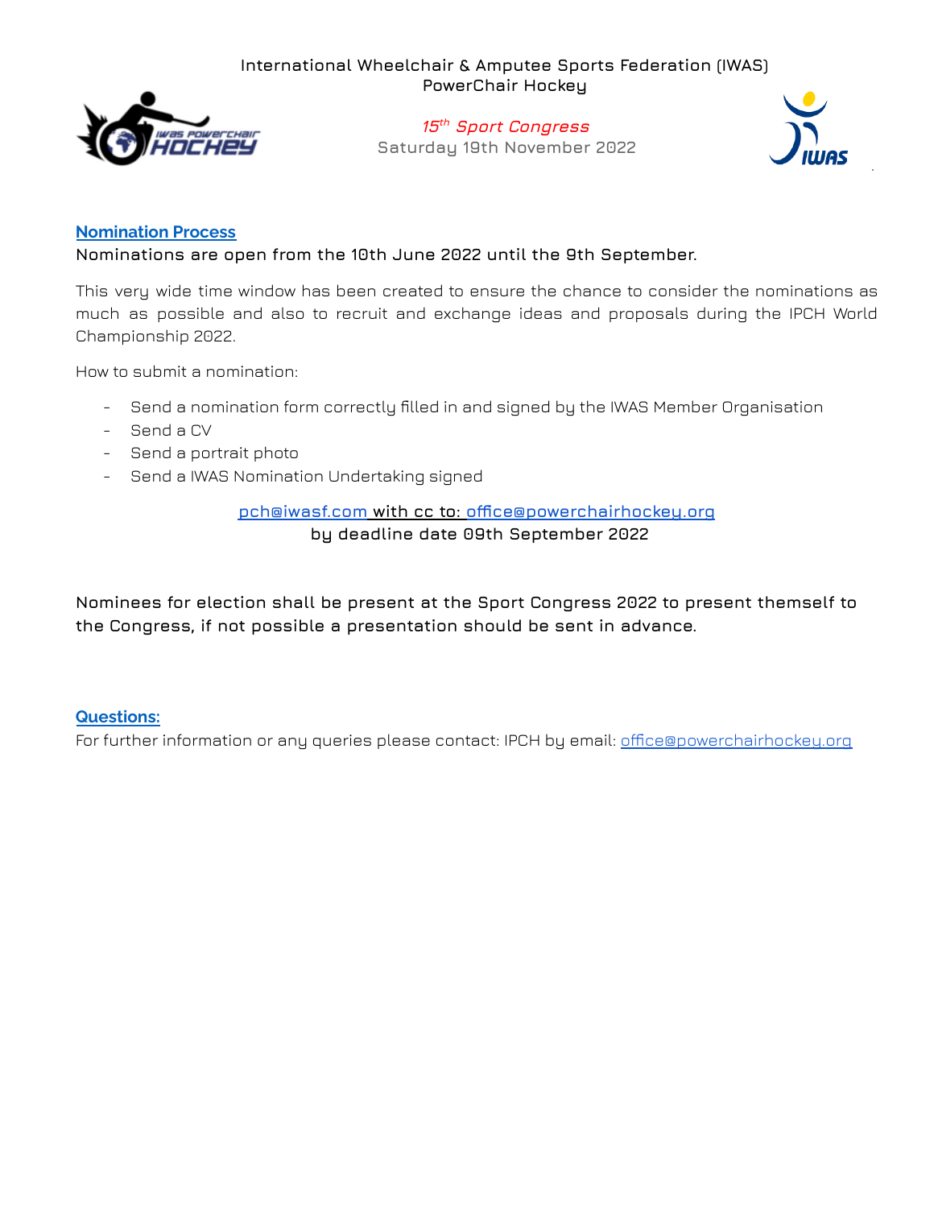International Wheelchair & Amputee Sports Federation (IWAS)
PowerChair Hockey

*15th Sport Congress*
Saturday 19th November 2022

## Nomination Process

**Nominations are open from the 10th June 2022 until the 9th September.**

This very wide time window has been created to ensure the chance to consider the nominations as much as possible and also to recruit and exchange ideas and proposals during the IPCH World Championship 2022.

How to submit a nomination:

- Send a nomination form correctly filled in and signed by the IWAS Member Organisation
- Send a CV
- Send a portrait photo
- Send a IWAS Nomination Undertaking signed

pch@iwasf.com with cc to: office@powerchairhockey.org
by deadline date 09th September 2022

**Nominees for election shall be present at the Sport Congress 2022 to present themself to the Congress, if not possible a presentation should be sent in advance.**

## Questions:

For further information or any queries please contact: IPCH by email: office@powerchairhockey.org